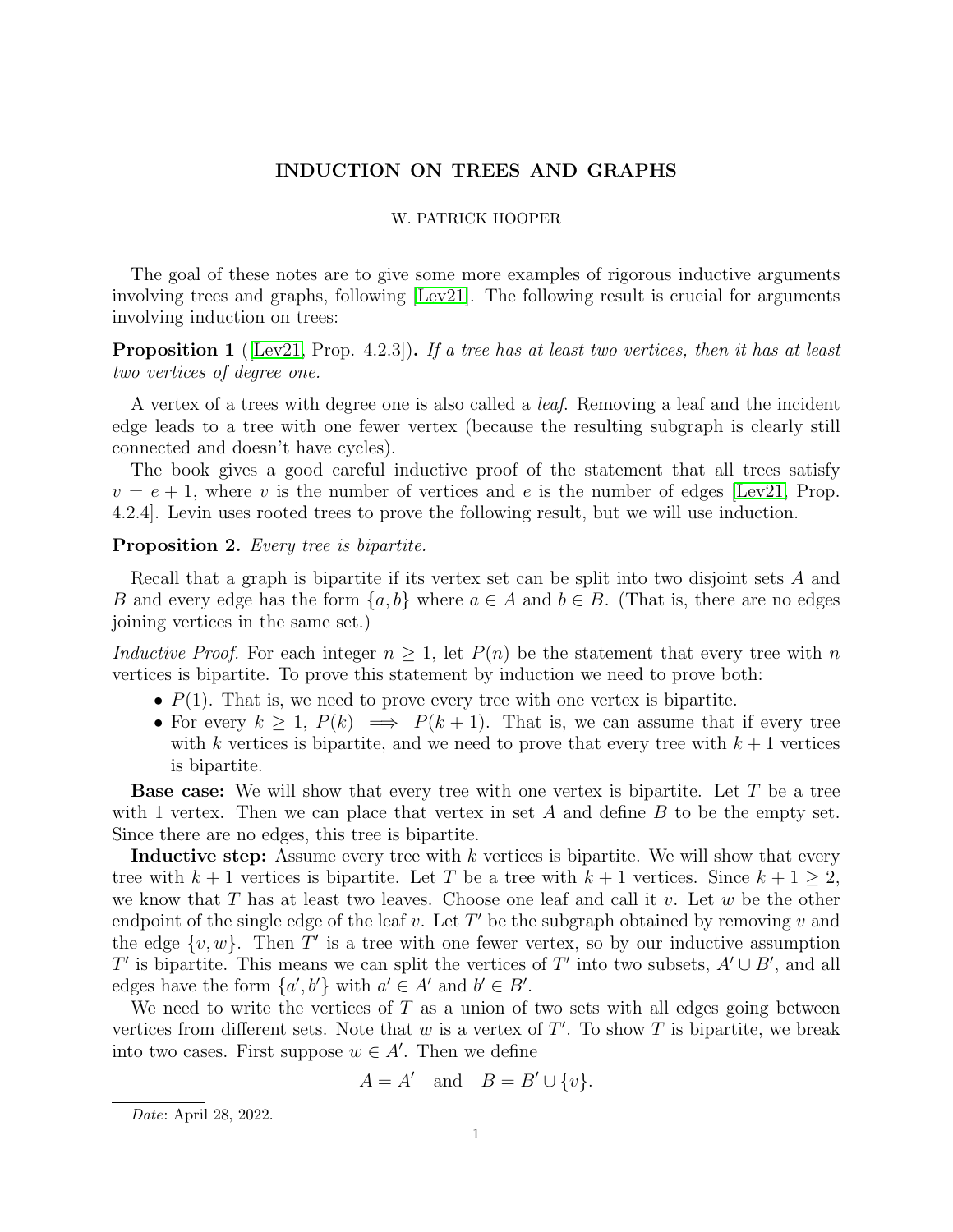# INDUCTION ON TREES AND GRAPHS

W. PATRICK HOOPER

The goal of these notes are to give some more examples of rigorous inductive arguments involving trees and graphs, following [Lev21]. The following result is crucial for arguments involving induction on trees:

**Proposition 1** ([Lev21, Prop. 4.2.3])**.** *If a tree has at least two vertices, then it has at least two vertices of degree one.*

A vertex of a trees with degree one is also called a *leaf*. Removing a leaf and the incident edge leads to a tree with one fewer vertex (because the resulting subgraph is clearly still connected and doesn't have cycles).

The book gives a good careful inductive proof of the statement that all trees satisfy $v = e + 1$, where $v$ is the number of vertices and $e$ is the number of edges [Lev21, Prop. 4.2.4]. Levin uses rooted trees to prove the following result, but we will use induction.

**Proposition 2.** *Every tree is bipartite.*

Recall that a graph is bipartite if its vertex set can be split into two disjoint sets $A$ and $B$ and every edge has the form $\{a, b\}$ where $a \in A$ and $b \in B$. (That is, there are no edges joining vertices in the same set.)

*Inductive Proof.* For each integer $n \geq 1$, let $P(n)$ be the statement that every tree with $n$ vertices is bipartite. To prove this statement by induction we need to prove both:

- $P(1)$. That is, we need to prove every tree with one vertex is bipartite.
- For every $k \geq 1$, $P(k) \implies P(k+1)$. That is, we can assume that if every tree with $k$ vertices is bipartite, and we need to prove that every tree with $k+1$ vertices is bipartite.

**Base case:** We will show that every tree with one vertex is bipartite. Let $T$ be a tree with 1 vertex. Then we can place that vertex in set $A$ and define $B$ to be the empty set. Since there are no edges, this tree is bipartite.

**Inductive step:** Assume every tree with $k$ vertices is bipartite. We will show that every tree with $k+1$ vertices is bipartite. Let $T$ be a tree with $k+1$ vertices. Since $k+1 \geq 2$, we know that $T$ has at least two leaves. Choose one leaf and call it $v$. Let $w$ be the other endpoint of the single edge of the leaf $v$. Let $T'$ be the subgraph obtained by removing $v$ and the edge $\{v, w\}$. Then $T'$ is a tree with one fewer vertex, so by our inductive assumption $T'$ is bipartite. This means we can split the vertices of $T'$ into two subsets, $A' \cup B'$, and all edges have the form $\{a', b'\}$ with $a' \in A'$ and $b' \in B'$.

We need to write the vertices of $T$ as a union of two sets with all edges going between vertices from different sets. Note that $w$ is a vertex of $T'$. To show $T$ is bipartite, we break into two cases. First suppose $w \in A'$. Then we define

$$A = A' \quad \text{and} \quad B = B' \cup \{v\}.$$

*Date*: April 28, 2022.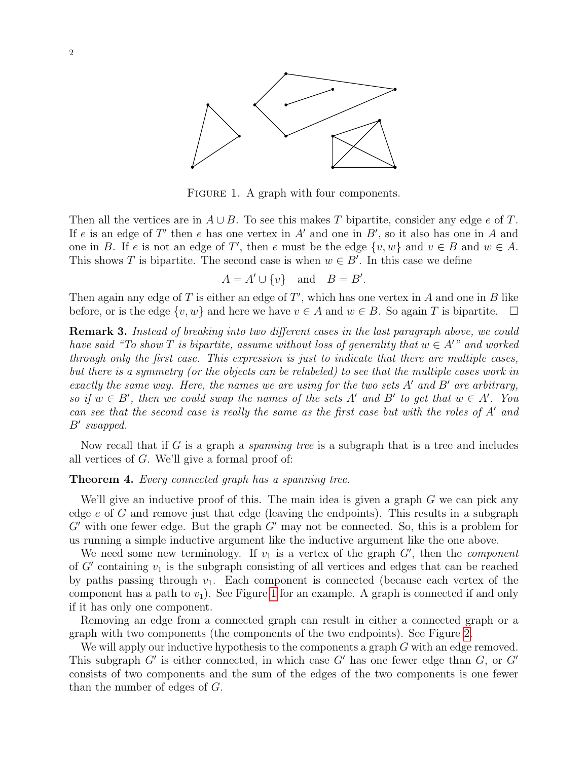FIGURE 1. A graph with four components.

Then all the vertices are in $A \cup B$. To see this makes $T$ bipartite, consider any edge $e$ of $T$. If $e$ is an edge of $T'$ then $e$ has one vertex in $A'$ and one in $B'$, so it also has one in $A$ and one in $B$. If $e$ is not an edge of $T'$, then $e$ must be the edge $\{v, w\}$ and $v \in B$ and $w \in A$. This shows $T$ is bipartite. The second case is when $w \in B'$. In this case we define

$$A = A' \cup \{v\} \quad \text{and} \quad B = B'.$$

Then again any edge of $T$ is either an edge of $T'$, which has one vertex in $A$ and one in $B$ like before, or is the edge $\{v, w\}$ and here we have $v \in A$ and $w \in B$. So again $T$ is bipartite. $\square$

**Remark 3.** *Instead of breaking into two different cases in the last paragraph above, we could have said "To show $T$ is bipartite, assume without loss of generality that $w \in A'$" and worked through only the first case. This expression is just to indicate that there are multiple cases, but there is a symmetry (or the objects can be relabeled) to see that the multiple cases work in exactly the same way. Here, the names we are using for the two sets $A'$ and $B'$ are arbitrary, so if $w \in B'$, then we could swap the names of the sets $A'$ and $B'$ to get that $w \in A'$. You can see that the second case is really the same as the first case but with the roles of $A'$ and $B'$ swapped.*

Now recall that if $G$ is a graph a *spanning tree* is a subgraph that is a tree and includes all vertices of $G$. We'll give a formal proof of:

**Theorem 4.** *Every connected graph has a spanning tree.*

We'll give an inductive proof of this. The main idea is given a graph $G$ we can pick any edge $e$ of $G$ and remove just that edge (leaving the endpoints). This results in a subgraph $G'$ with one fewer edge. But the graph $G'$ may not be connected. So, this is a problem for us running a simple inductive argument like the inductive argument like the one above.

We need some new terminology. If $v_1$ is a vertex of the graph $G'$, then the *component* of $G'$ containing $v_1$ is the subgraph consisting of all vertices and edges that can be reached by paths passing through $v_1$. Each component is connected (because each vertex of the component has a path to $v_1$). See Figure 1 for an example. A graph is connected if and only if it has only one component.

Removing an edge from a connected graph can result in either a connected graph or a graph with two components (the components of the two endpoints). See Figure 2.

We will apply our inductive hypothesis to the components a graph $G$ with an edge removed. This subgraph $G'$ is either connected, in which case $G'$ has one fewer edge than $G$, or $G'$ consists of two components and the sum of the edges of the two components is one fewer than the number of edges of $G$.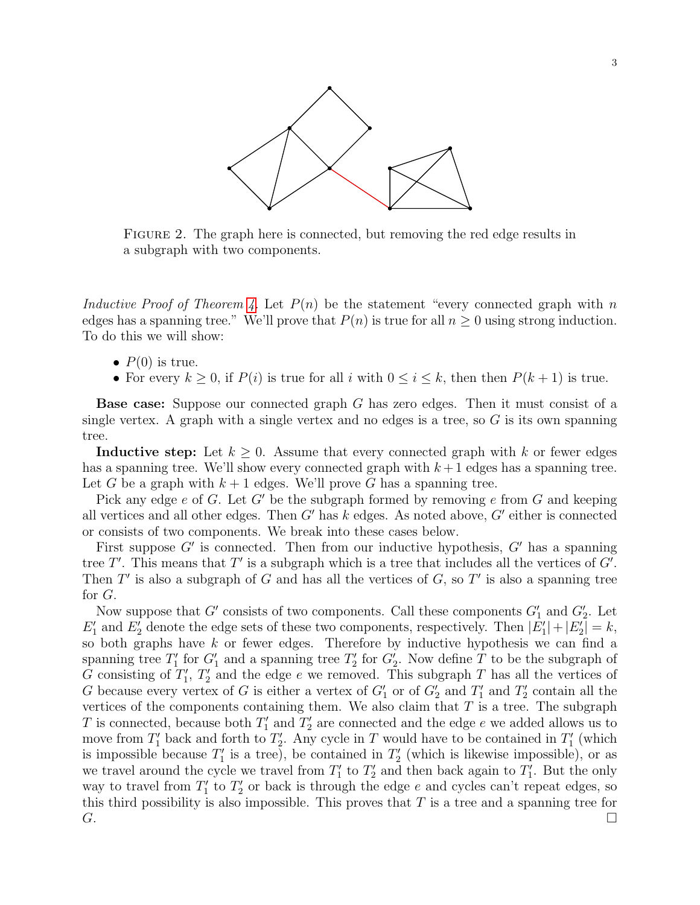FIGURE 2. The graph here is connected, but removing the red edge results in a subgraph with two components.

*Inductive Proof of Theorem 4.* Let $P(n)$ be the statement "every connected graph with $n$ edges has a spanning tree." We'll prove that $P(n)$ is true for all $n \geq 0$ using strong induction. To do this we will show:

- $P(0)$ is true.
- For every $k \geq 0$, if $P(i)$ is true for all $i$ with $0 \leq i \leq k$, then then $P(k+1)$ is true.

**Base case:** Suppose our connected graph $G$ has zero edges. Then it must consist of a single vertex. A graph with a single vertex and no edges is a tree, so $G$ is its own spanning tree.

**Inductive step:** Let $k \geq 0$. Assume that every connected graph with $k$ or fewer edges has a spanning tree. We'll show every connected graph with $k+1$ edges has a spanning tree. Let $G$ be a graph with $k+1$ edges. We'll prove $G$ has a spanning tree.

Pick any edge $e$ of $G$. Let $G'$ be the subgraph formed by removing $e$ from $G$ and keeping all vertices and all other edges. Then $G'$ has $k$ edges. As noted above, $G'$ either is connected or consists of two components. We break into these cases below.

First suppose $G'$ is connected. Then from our inductive hypothesis, $G'$ has a spanning tree $T'$. This means that $T'$ is a subgraph which is a tree that includes all the vertices of $G'$. Then $T'$ is also a subgraph of $G$ and has all the vertices of $G$, so $T'$ is also a spanning tree for $G$.

Now suppose that $G'$ consists of two components. Call these components $G'_1$ and $G'_2$. Let $E'_1$ and $E'_2$ denote the edge sets of these two components, respectively. Then $|E'_1| + |E'_2| = k$, so both graphs have $k$ or fewer edges. Therefore by inductive hypothesis we can find a spanning tree $T'_1$ for $G'_1$ and a spanning tree $T'_2$ for $G'_2$. Now define $T$ to be the subgraph of $G$ consisting of $T'_1$, $T'_2$ and the edge $e$ we removed. This subgraph $T$ has all the vertices of $G$ because every vertex of $G$ is either a vertex of $G'_1$ or of $G'_2$ and $T'_1$ and $T'_2$ contain all the vertices of the components containing them. We also claim that $T$ is a tree. The subgraph $T$ is connected, because both $T'_1$ and $T'_2$ are connected and the edge $e$ we added allows us to move from $T'_1$ back and forth to $T'_2$. Any cycle in $T$ would have to be contained in $T'_1$ (which is impossible because $T'_1$ is a tree), be contained in $T'_2$ (which is likewise impossible), or as we travel around the cycle we travel from $T'_1$ to $T'_2$ and then back again to $T'_1$. But the only way to travel from $T'_1$ to $T'_2$ or back is through the edge $e$ and cycles can't repeat edges, so this third possibility is also impossible. This proves that $T$ is a tree and a spanning tree for $G$. $\square$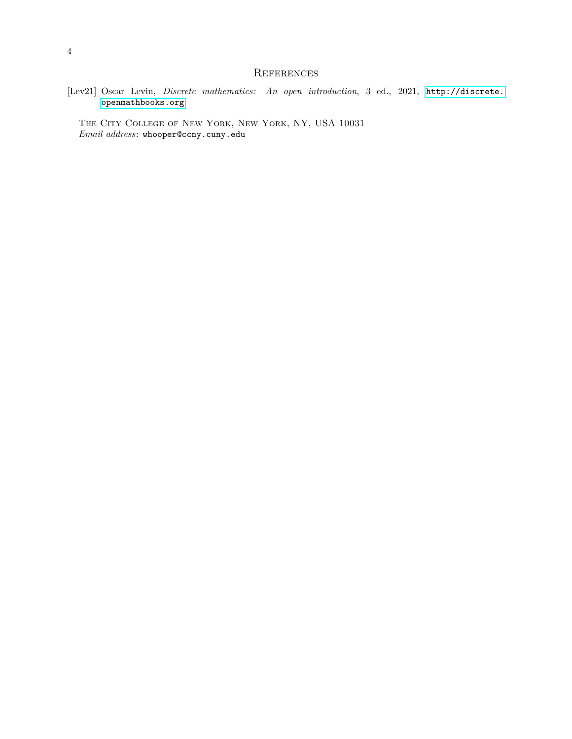## References

[Lev21] Oscar Levin, *Discrete mathematics: An open introduction*, 3 ed., 2021, http://discrete.openmathbooks.org

The City College of New York, New York, NY, USA 10031
*Email address*: whooper@ccny.cuny.edu